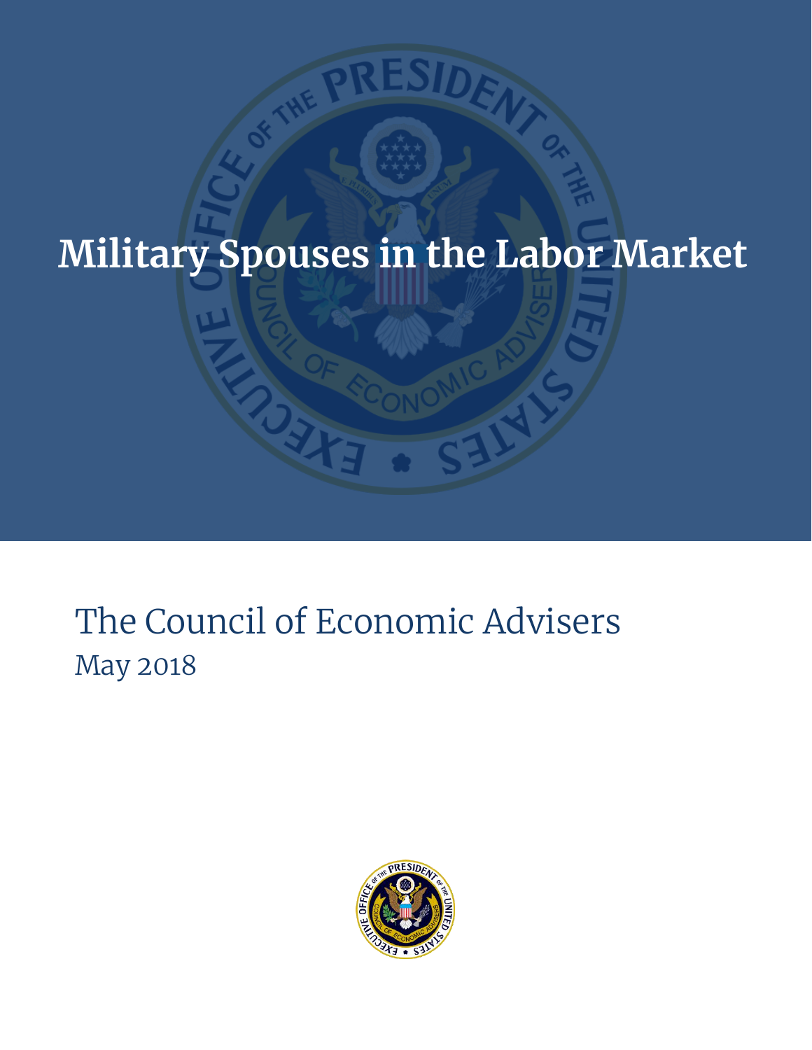# Military Spouses in the Labor Market

The Council of Economic Advisers

May 2018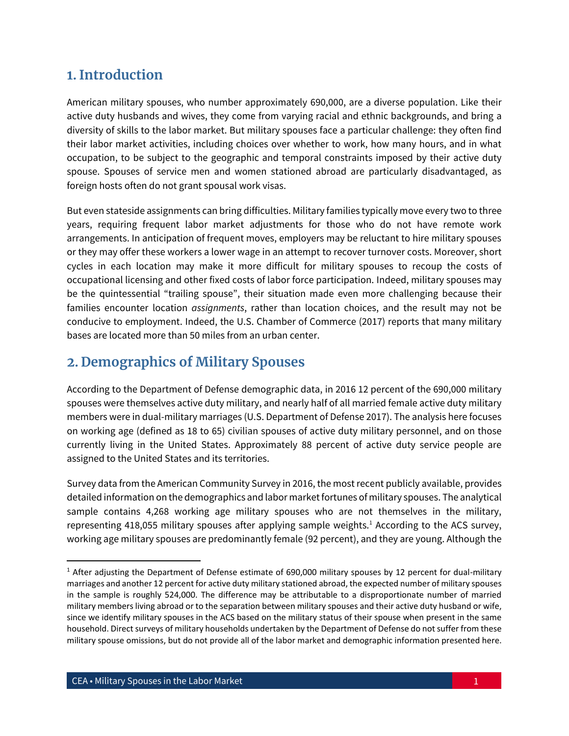## 1. Introduction

American military spouses, who number approximately 690,000, are a diverse population. Like their active duty husbands and wives, they come from varying racial and ethnic backgrounds, and bring a diversity of skills to the labor market. But military spouses face a particular challenge: they often find their labor market activities, including choices over whether to work, how many hours, and in what occupation, to be subject to the geographic and temporal constraints imposed by their active duty spouse. Spouses of service men and women stationed abroad are particularly disadvantaged, as foreign hosts often do not grant spousal work visas.

But even stateside assignments can bring difficulties. Military families typically move every two to three years, requiring frequent labor market adjustments for those who do not have remote work arrangements. In anticipation of frequent moves, employers may be reluctant to hire military spouses or they may offer these workers a lower wage in an attempt to recover turnover costs. Moreover, short cycles in each location may make it more difficult for military spouses to recoup the costs of occupational licensing and other fixed costs of labor force participation. Indeed, military spouses may be the quintessential "trailing spouse", their situation made even more challenging because their families encounter location *assignments*, rather than location choices, and the result may not be conducive to employment. Indeed, the U.S. Chamber of Commerce (2017) reports that many military bases are located more than 50 miles from an urban center.

## 2. Demographics of Military Spouses

According to the Department of Defense demographic data, in 2016 12 percent of the 690,000 military spouses were themselves active duty military, and nearly half of all married female active duty military members were in dual-military marriages (U.S. Department of Defense 2017). The analysis here focuses on working age (defined as 18 to 65) civilian spouses of active duty military personnel, and on those currently living in the United States. Approximately 88 percent of active duty service people are assigned to the United States and its territories.

Survey data from the American Community Survey in 2016, the most recent publicly available, provides detailed information on the demographics and labor market fortunes of military spouses. The analytical sample contains 4,268 working age military spouses who are not themselves in the military, representing 418,055 military spouses after applying sample weights.[1] According to the ACS survey, working age military spouses are predominantly female (92 percent), and they are young. Although the

[1] After adjusting the Department of Defense estimate of 690,000 military spouses by 12 percent for dual-military marriages and another 12 percent for active duty military stationed abroad, the expected number of military spouses in the sample is roughly 524,000. The difference may be attributable to a disproportionate number of married military members living abroad or to the separation between military spouses and their active duty husband or wife, since we identify military spouses in the ACS based on the military status of their spouse when present in the same household. Direct surveys of military households undertaken by the Department of Defense do not suffer from these military spouse omissions, but do not provide all of the labor market and demographic information presented here.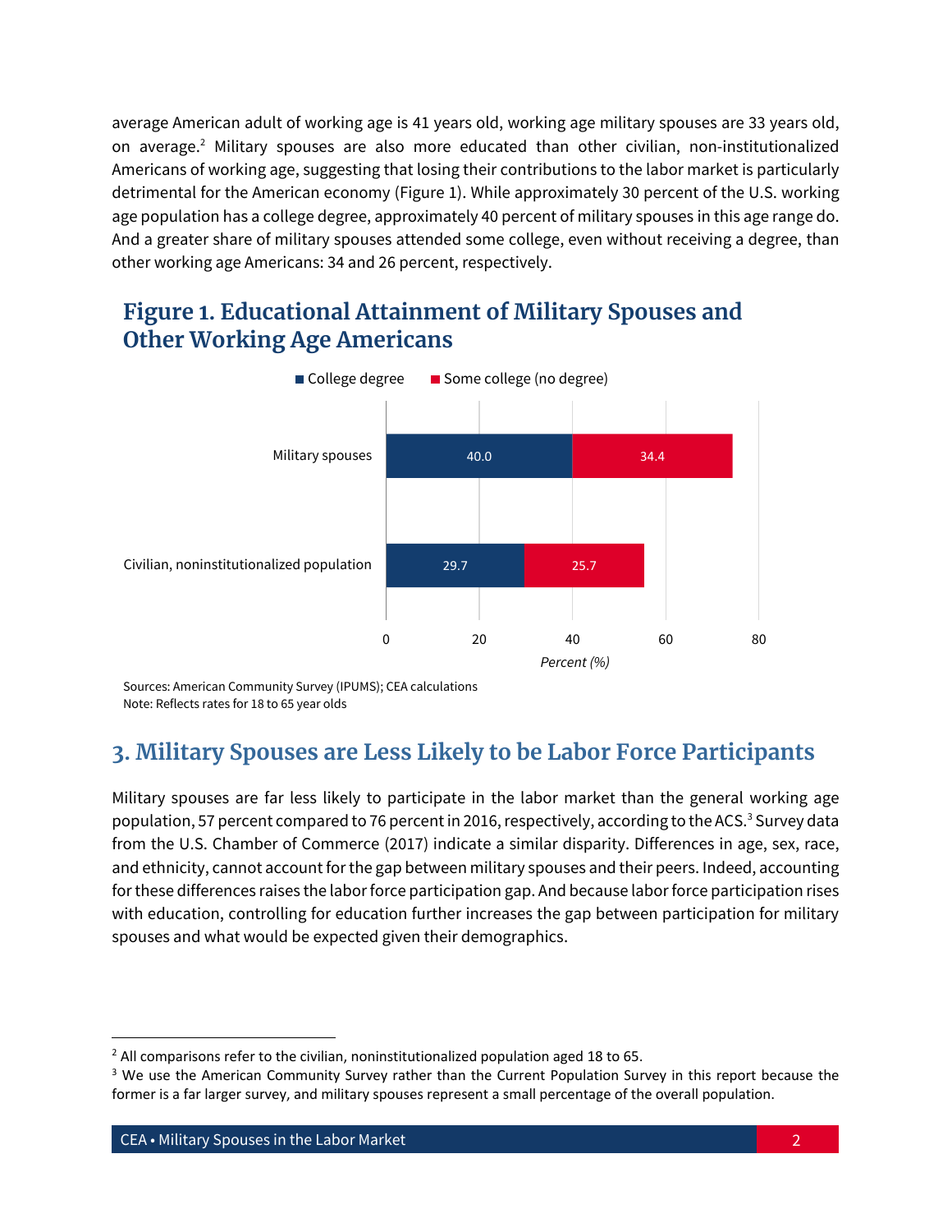average American adult of working age is 41 years old, working age military spouses are 33 years old, on average.[2] Military spouses are also more educated than other civilian, non-institutionalized Americans of working age, suggesting that losing their contributions to the labor market is particularly detrimental for the American economy (Figure 1). While approximately 30 percent of the U.S. working age population has a college degree, approximately 40 percent of military spouses in this age range do. And a greater share of military spouses attended some college, even without receiving a degree, than other working age Americans: 34 and 26 percent, respectively.

## Figure 1. Educational Attainment of Military Spouses and Other Working Age Americans

| | College degree | Some college (no degree) |
|---|---|---|
| Military spouses | 40.0 | 34.4 |
| Civilian, noninstitutionalized population | 29.7 | 25.7 |

Percent (%)

Sources: American Community Survey (IPUMS); CEA calculations
Note: Reflects rates for 18 to 65 year olds

## 3. Military Spouses are Less Likely to be Labor Force Participants

Military spouses are far less likely to participate in the labor market than the general working age population, 57 percent compared to 76 percent in 2016, respectively, according to the ACS.[3] Survey data from the U.S. Chamber of Commerce (2017) indicate a similar disparity. Differences in age, sex, race, and ethnicity, cannot account for the gap between military spouses and their peers. Indeed, accounting for these differences raises the labor force participation gap. And because labor force participation rises with education, controlling for education further increases the gap between participation for military spouses and what would be expected given their demographics.

---

[2] All comparisons refer to the civilian, noninstitutionalized population aged 18 to 65.

[3] We use the American Community Survey rather than the Current Population Survey in this report because the former is a far larger survey, and military spouses represent a small percentage of the overall population.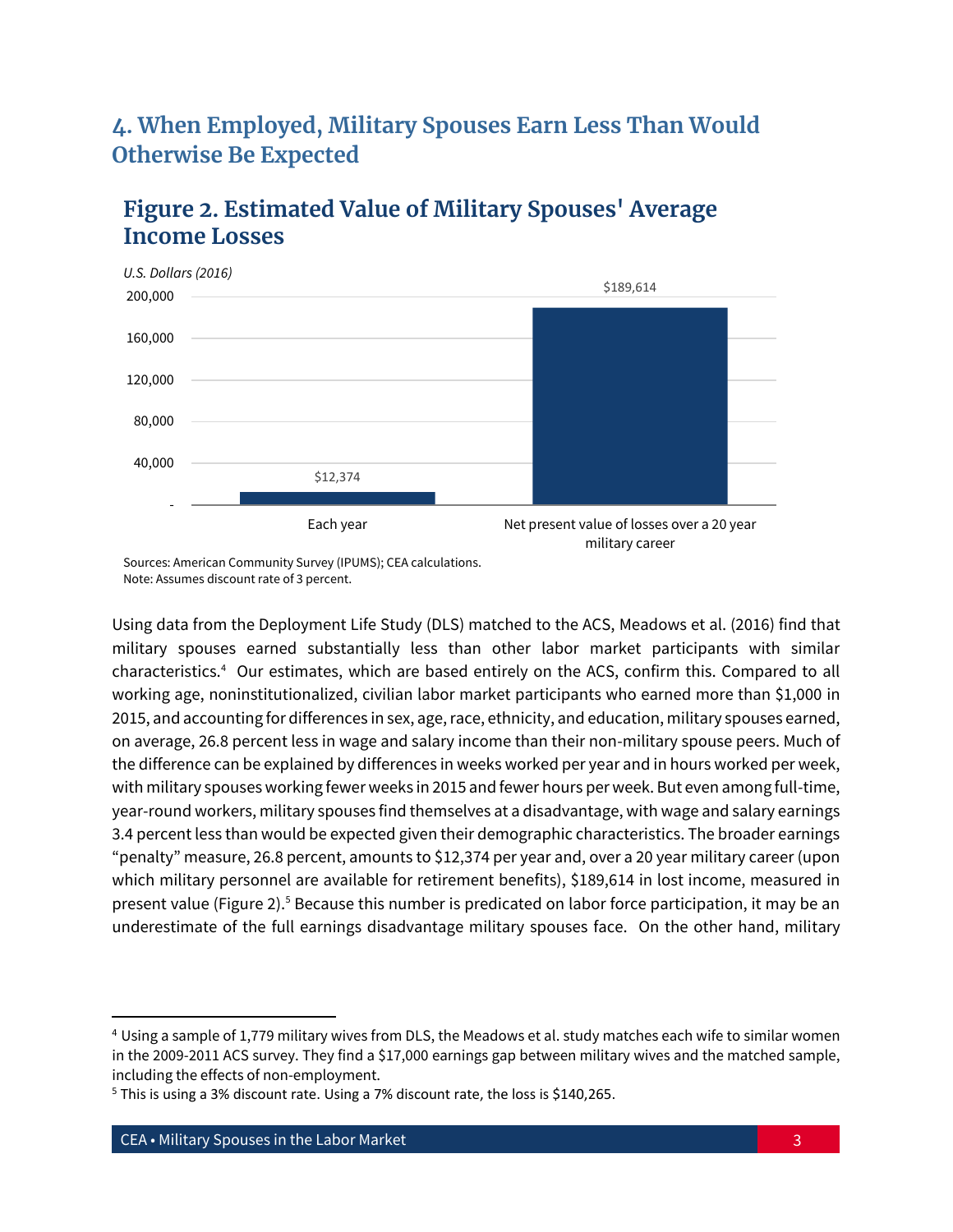## 4. When Employed, Military Spouses Earn Less Than Would Otherwise Be Expected

### Figure 2. Estimated Value of Military Spouses' Average Income Losses

*U.S. Dollars (2016)*

| | U.S. Dollars (2016) |
|---|---|
| Each year | $12,374 |
| Net present value of losses over a 20 year military career | $189,614 |

Sources: American Community Survey (IPUMS); CEA calculations.
Note: Assumes discount rate of 3 percent.

Using data from the Deployment Life Study (DLS) matched to the ACS, Meadows et al. (2016) find that military spouses earned substantially less than other labor market participants with similar characteristics.[4] Our estimates, which are based entirely on the ACS, confirm this. Compared to all working age, noninstitutionalized, civilian labor market participants who earned more than $1,000 in 2015, and accounting for differences in sex, age, race, ethnicity, and education, military spouses earned, on average, 26.8 percent less in wage and salary income than their non-military spouse peers. Much of the difference can be explained by differences in weeks worked per year and in hours worked per week, with military spouses working fewer weeks in 2015 and fewer hours per week. But even among full-time, year-round workers, military spouses find themselves at a disadvantage, with wage and salary earnings 3.4 percent less than would be expected given their demographic characteristics. The broader earnings "penalty" measure, 26.8 percent, amounts to $12,374 per year and, over a 20 year military career (upon which military personnel are available for retirement benefits), $189,614 in lost income, measured in present value (Figure 2).[5] Because this number is predicated on labor force participation, it may be an underestimate of the full earnings disadvantage military spouses face. On the other hand, military

---

[4] Using a sample of 1,779 military wives from DLS, the Meadows et al. study matches each wife to similar women in the 2009-2011 ACS survey. They find a $17,000 earnings gap between military wives and the matched sample, including the effects of non-employment.

[5] This is using a 3% discount rate. Using a 7% discount rate, the loss is $140,265.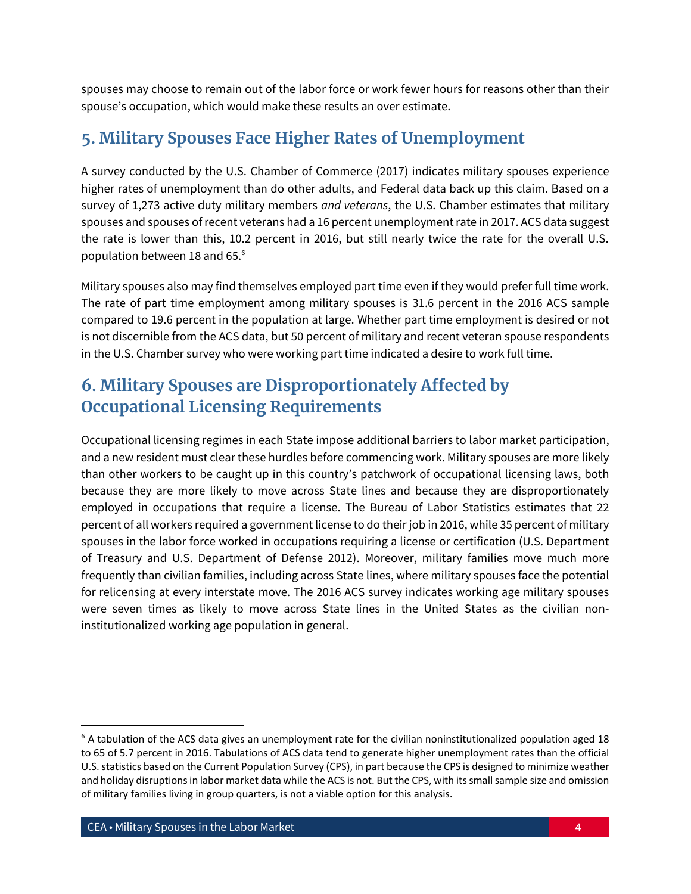spouses may choose to remain out of the labor force or work fewer hours for reasons other than their spouse's occupation, which would make these results an over estimate.

## 5. Military Spouses Face Higher Rates of Unemployment

A survey conducted by the U.S. Chamber of Commerce (2017) indicates military spouses experience higher rates of unemployment than do other adults, and Federal data back up this claim. Based on a survey of 1,273 active duty military members *and veterans*, the U.S. Chamber estimates that military spouses and spouses of recent veterans had a 16 percent unemployment rate in 2017. ACS data suggest the rate is lower than this, 10.2 percent in 2016, but still nearly twice the rate for the overall U.S. population between 18 and 65.[6]

Military spouses also may find themselves employed part time even if they would prefer full time work. The rate of part time employment among military spouses is 31.6 percent in the 2016 ACS sample compared to 19.6 percent in the population at large. Whether part time employment is desired or not is not discernible from the ACS data, but 50 percent of military and recent veteran spouse respondents in the U.S. Chamber survey who were working part time indicated a desire to work full time.

## 6. Military Spouses are Disproportionately Affected by Occupational Licensing Requirements

Occupational licensing regimes in each State impose additional barriers to labor market participation, and a new resident must clear these hurdles before commencing work. Military spouses are more likely than other workers to be caught up in this country's patchwork of occupational licensing laws, both because they are more likely to move across State lines and because they are disproportionately employed in occupations that require a license. The Bureau of Labor Statistics estimates that 22 percent of all workers required a government license to do their job in 2016, while 35 percent of military spouses in the labor force worked in occupations requiring a license or certification (U.S. Department of Treasury and U.S. Department of Defense 2012). Moreover, military families move much more frequently than civilian families, including across State lines, where military spouses face the potential for relicensing at every interstate move. The 2016 ACS survey indicates working age military spouses were seven times as likely to move across State lines in the United States as the civilian non-institutionalized working age population in general.

[6] A tabulation of the ACS data gives an unemployment rate for the civilian noninstitutionalized population aged 18 to 65 of 5.7 percent in 2016. Tabulations of ACS data tend to generate higher unemployment rates than the official U.S. statistics based on the Current Population Survey (CPS), in part because the CPS is designed to minimize weather and holiday disruptions in labor market data while the ACS is not. But the CPS, with its small sample size and omission of military families living in group quarters, is not a viable option for this analysis.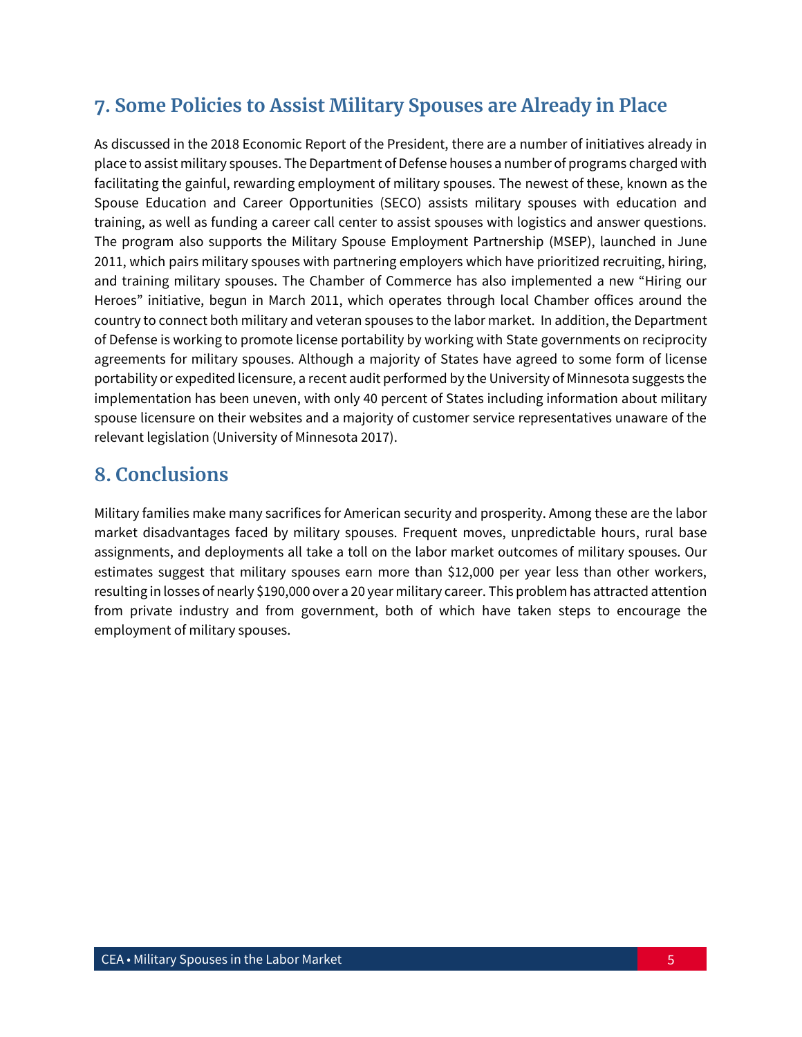## 7. Some Policies to Assist Military Spouses are Already in Place

As discussed in the 2018 Economic Report of the President, there are a number of initiatives already in place to assist military spouses. The Department of Defense houses a number of programs charged with facilitating the gainful, rewarding employment of military spouses. The newest of these, known as the Spouse Education and Career Opportunities (SECO) assists military spouses with education and training, as well as funding a career call center to assist spouses with logistics and answer questions. The program also supports the Military Spouse Employment Partnership (MSEP), launched in June 2011, which pairs military spouses with partnering employers which have prioritized recruiting, hiring, and training military spouses. The Chamber of Commerce has also implemented a new "Hiring our Heroes" initiative, begun in March 2011, which operates through local Chamber offices around the country to connect both military and veteran spouses to the labor market. In addition, the Department of Defense is working to promote license portability by working with State governments on reciprocity agreements for military spouses. Although a majority of States have agreed to some form of license portability or expedited licensure, a recent audit performed by the University of Minnesota suggests the implementation has been uneven, with only 40 percent of States including information about military spouse licensure on their websites and a majority of customer service representatives unaware of the relevant legislation (University of Minnesota 2017).

## 8. Conclusions

Military families make many sacrifices for American security and prosperity. Among these are the labor market disadvantages faced by military spouses. Frequent moves, unpredictable hours, rural base assignments, and deployments all take a toll on the labor market outcomes of military spouses. Our estimates suggest that military spouses earn more than $12,000 per year less than other workers, resulting in losses of nearly $190,000 over a 20 year military career. This problem has attracted attention from private industry and from government, both of which have taken steps to encourage the employment of military spouses.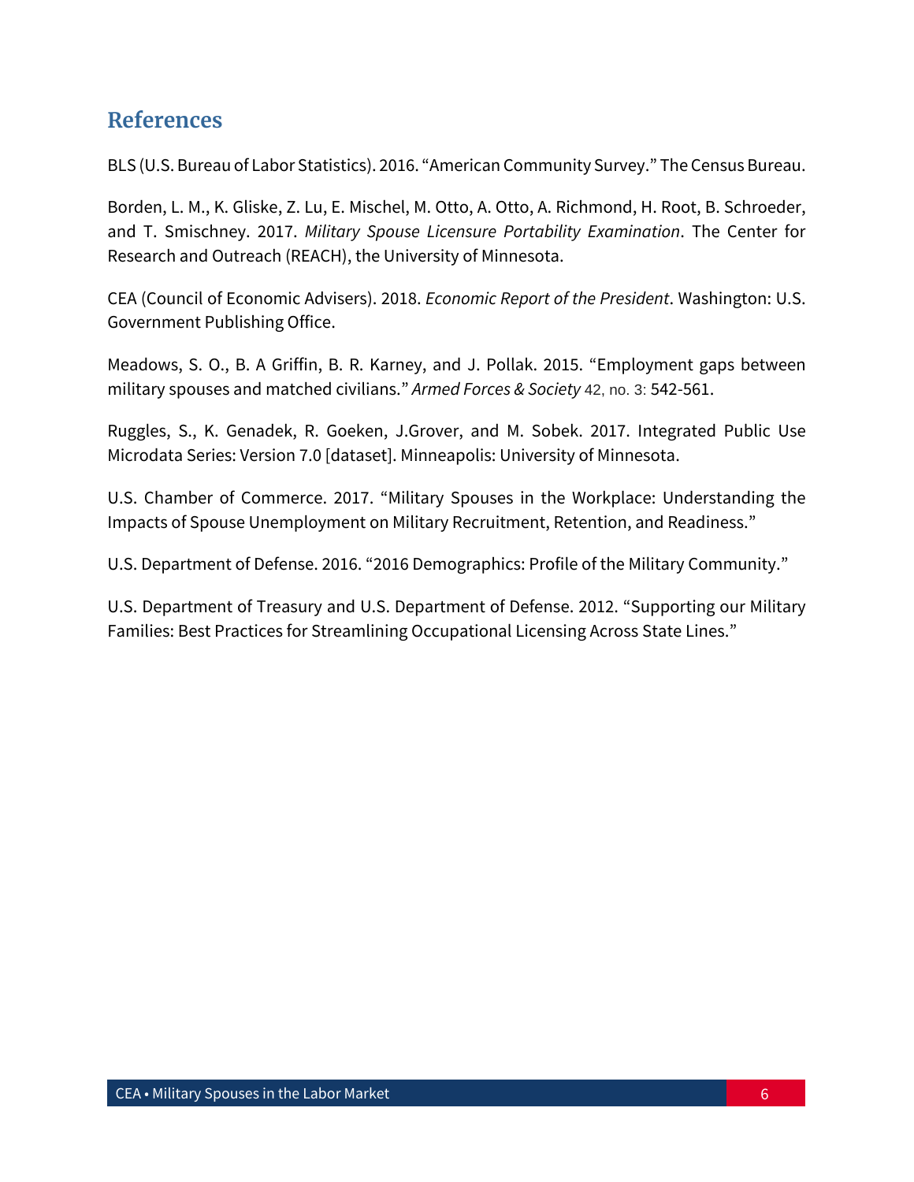## References

BLS (U.S. Bureau of Labor Statistics). 2016. "American Community Survey." The Census Bureau.

Borden, L. M., K. Gliske, Z. Lu, E. Mischel, M. Otto, A. Otto, A. Richmond, H. Root, B. Schroeder, and T. Smischney. 2017. *Military Spouse Licensure Portability Examination*. The Center for Research and Outreach (REACH), the University of Minnesota.

CEA (Council of Economic Advisers). 2018. *Economic Report of the President*. Washington: U.S. Government Publishing Office.

Meadows, S. O., B. A Griffin, B. R. Karney, and J. Pollak. 2015. "Employment gaps between military spouses and matched civilians." *Armed Forces & Society* 42, no. 3: 542-561.

Ruggles, S., K. Genadek, R. Goeken, J.Grover, and M. Sobek. 2017. Integrated Public Use Microdata Series: Version 7.0 [dataset]. Minneapolis: University of Minnesota.

U.S. Chamber of Commerce. 2017. "Military Spouses in the Workplace: Understanding the Impacts of Spouse Unemployment on Military Recruitment, Retention, and Readiness."

U.S. Department of Defense. 2016. "2016 Demographics: Profile of the Military Community."

U.S. Department of Treasury and U.S. Department of Defense. 2012. "Supporting our Military Families: Best Practices for Streamlining Occupational Licensing Across State Lines."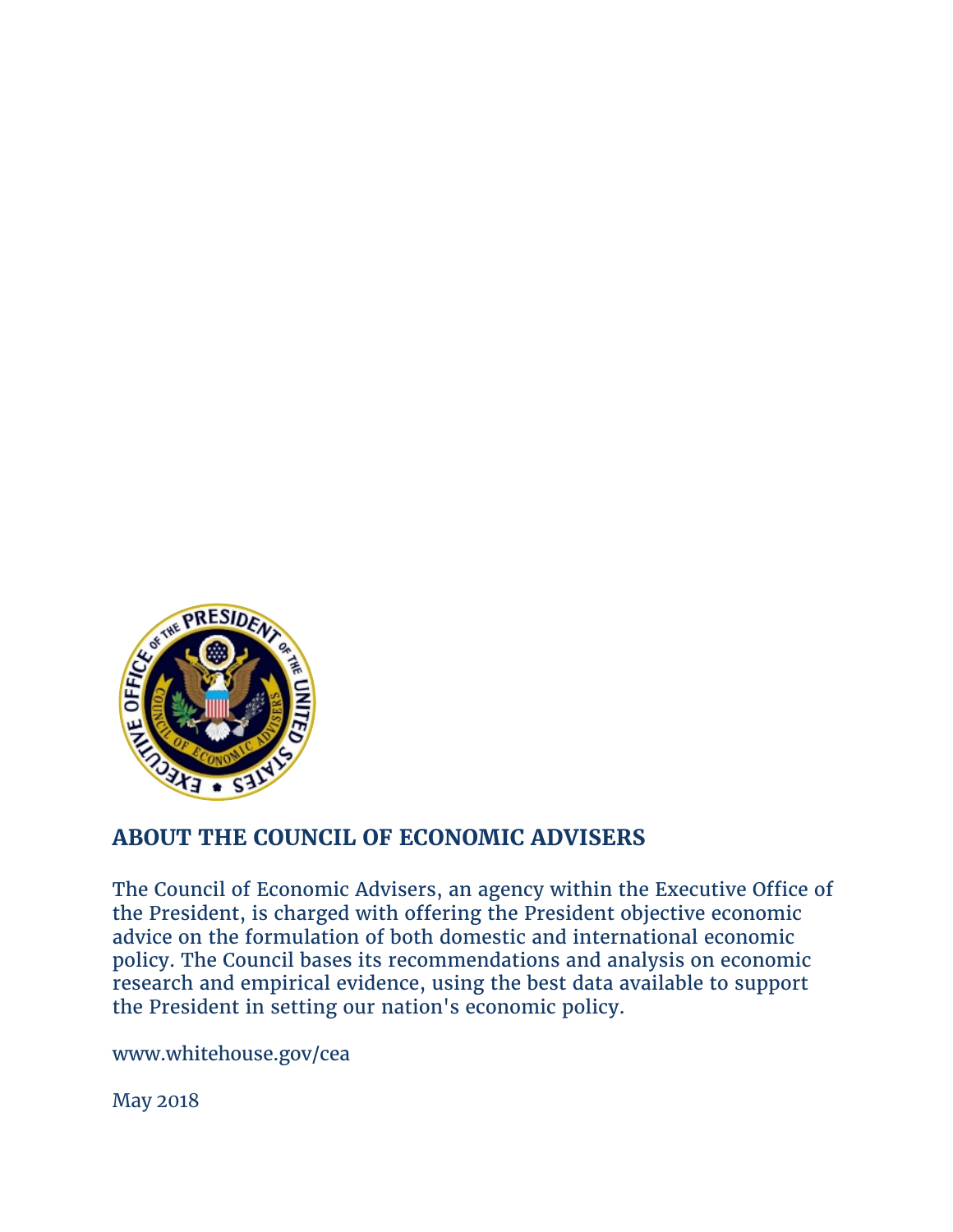## ABOUT THE COUNCIL OF ECONOMIC ADVISERS

The Council of Economic Advisers, an agency within the Executive Office of the President, is charged with offering the President objective economic advice on the formulation of both domestic and international economic policy. The Council bases its recommendations and analysis on economic research and empirical evidence, using the best data available to support the President in setting our nation's economic policy.

www.whitehouse.gov/cea

May 2018